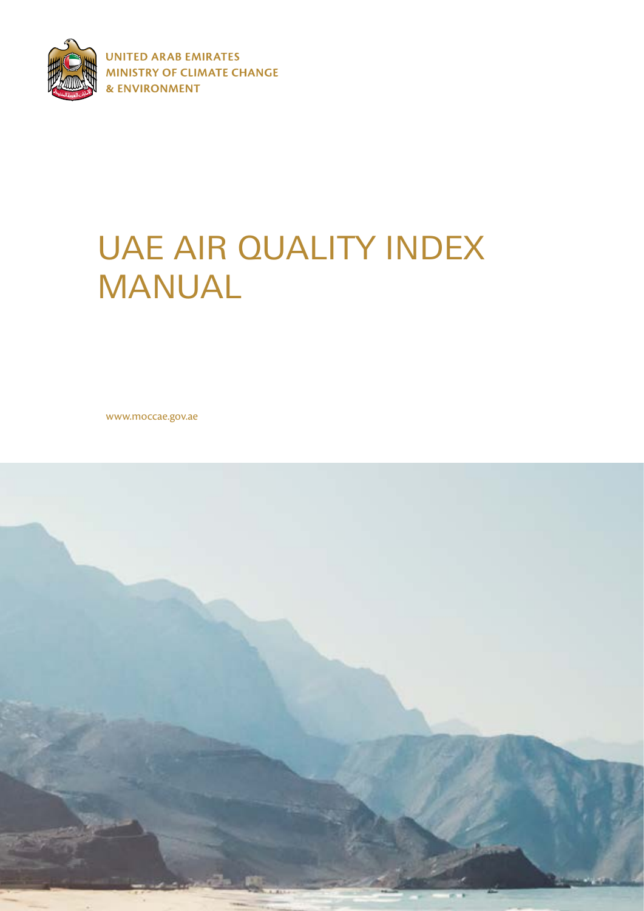UNITED ARAB EMIRATES
MINISTRY OF CLIMATE CHANGE
& ENVIRONMENT

# UAE AIR QUALITY INDEX MANUAL

www.moccae.gov.ae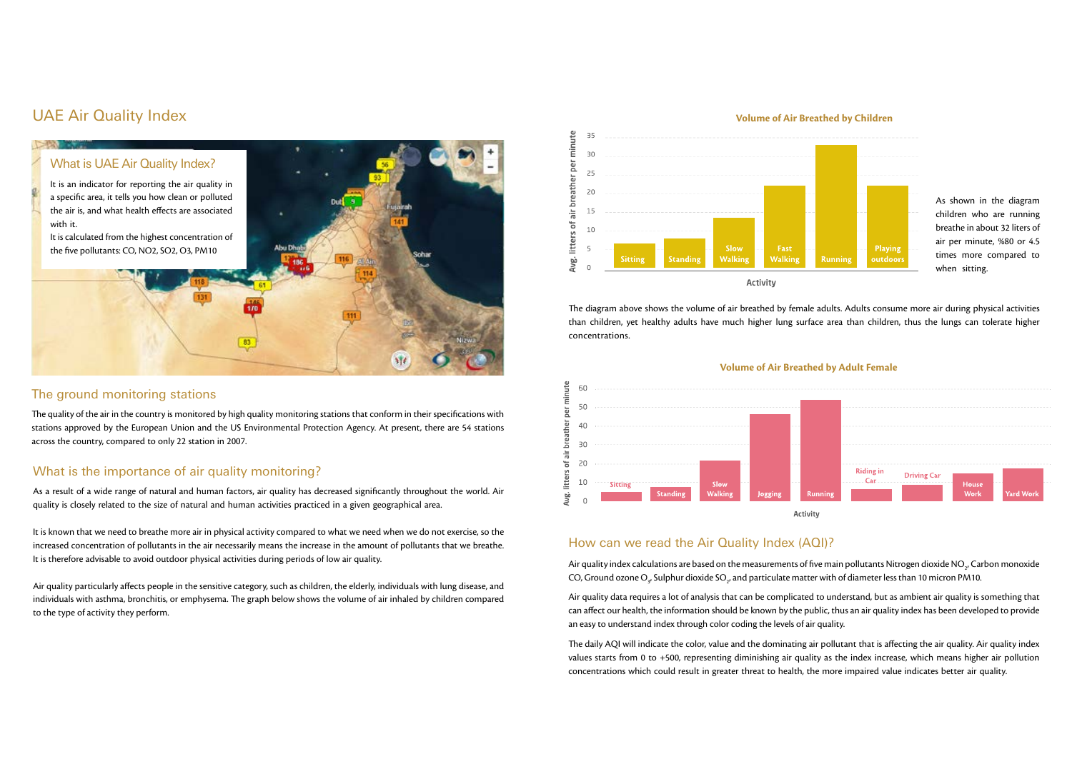# UAE Air Quality Index

## What is UAE Air Quality Index?

It is an indicator for reporting the air quality in a specific area, it tells you how clean or polluted the air is, and what health effects are associated with it.

It is calculated from the highest concentration of the five pollutants: CO, NO2, SO2, O3, PM10

## The ground monitoring stations

The quality of the air in the country is monitored by high quality monitoring stations that conform in their specifications with stations approved by the European Union and the US Environmental Protection Agency. At present, there are 54 stations across the country, compared to only 22 station in 2007.

## What is the importance of air quality monitoring?

As a result of a wide range of natural and human factors, air quality has decreased significantly throughout the world. Air quality is closely related to the size of natural and human activities practiced in a given geographical area.

It is known that we need to breathe more air in physical activity compared to what we need when we do not exercise, so the increased concentration of pollutants in the air necessarily means the increase in the amount of pollutants that we breathe. It is therefore advisable to avoid outdoor physical activities during periods of low air quality.

Air quality particularly affects people in the sensitive category, such as children, the elderly, individuals with lung disease, and individuals with asthma, bronchitis, or emphysema. The graph below shows the volume of air inhaled by children compared to the type of activity they perform.

**Volume of Air Breathed by Children**

Avg. litters of air breather per minute

35
30
25
20
15
10
5
0

Sitting
Standing
Slow Walking
Fast Walking
Running
Playing outdoors

Activity

As shown in the diagram children who are running breathe in about 32 liters of air per minute, %80 or 4.5 times more compared to when sitting.

The diagram above shows the volume of air breathed by female adults. Adults consume more air during physical activities than children, yet healthy adults have much higher lung surface area than children, thus the lungs can tolerate higher concentrations.

**Volume of Air Breathed by Adult Female**

Avg. litters of air breather per minute

60
50
40
30
20
10
0

Sitting
Standing
Slow Walking
Jogging
Running
Riding in Car
Driving Car
House Work
Yard Work

Activity

## How can we read the Air Quality Index (AQI)?

Air quality index calculations are based on the measurements of five main pollutants Nitrogen dioxide $NO_2$, Carbon monoxide CO, Ground ozone $O_3$, Sulphur dioxide $SO_2$, and particulate matter with of diameter less than 10 micron PM10.

Air quality data requires a lot of analysis that can be complicated to understand, but as ambient air quality is something that can affect our health, the information should be known by the public, thus an air quality index has been developed to provide an easy to understand index through color coding the levels of air quality.

The daily AQI will indicate the color, value and the dominating air pollutant that is affecting the air quality. Air quality index values starts from 0 to +500, representing diminishing air quality as the index increase, which means higher air pollution concentrations which could result in greater threat to health, the more impaired value indicates better air quality.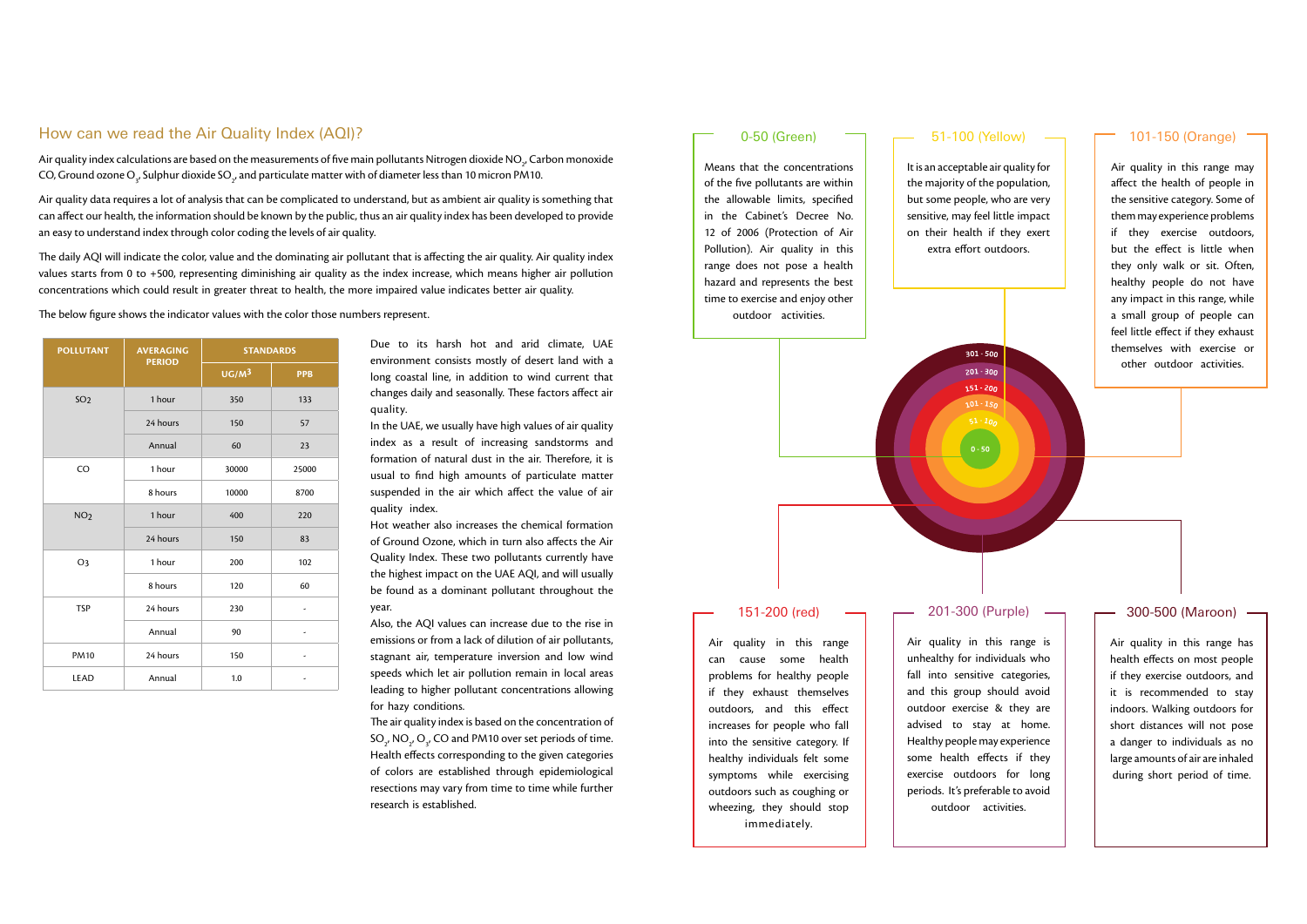## How can we read the Air Quality Index (AQI)?

Air quality index calculations are based on the measurements of five main pollutants Nitrogen dioxide $NO_2$, Carbon monoxide CO, Ground ozone $O_3$, Sulphur dioxide $SO_2$, and particulate matter with of diameter less than 10 micron PM10.

Air quality data requires a lot of analysis that can be complicated to understand, but as ambient air quality is something that can affect our health, the information should be known by the public, thus an air quality index has been developed to provide an easy to understand index through color coding the levels of air quality.

The daily AQI will indicate the color, value and the dominating air pollutant that is affecting the air quality. Air quality index values starts from 0 to +500, representing diminishing air quality as the index increase, which means higher air pollution concentrations which could result in greater threat to health, the more impaired value indicates better air quality.

The below figure shows the indicator values with the color those numbers represent.

| POLLUTANT | AVERAGING PERIOD | STANDARDS | |
|---|---|---|---|
| | | UG/M3 | PPB |
| $SO_2$ | 1 hour | 350 | 133 |
| | 24 hours | 150 | 57 |
| | Annual | 60 | 23 |
| CO | 1 hour | 30000 | 25000 |
| | 8 hours | 10000 | 8700 |
| $NO_2$ | 1 hour | 400 | 220 |
| | 24 hours | 150 | 83 |
| $O_3$ | 1 hour | 200 | 102 |
| | 8 hours | 120 | 60 |
| TSP | 24 hours | 230 | - |
| | Annual | 90 | - |
| PM10 | 24 hours | 150 | - |
| LEAD | Annual | 1.0 | - |

Due to its harsh hot and arid climate, UAE environment consists mostly of desert land with a long coastal line, in addition to wind current that changes daily and seasonally. These factors affect air quality.

In the UAE, we usually have high values of air quality index as a result of increasing sandstorms and formation of natural dust in the air. Therefore, it is usual to find high amounts of particulate matter suspended in the air which affect the value of air quality index.

Hot weather also increases the chemical formation of Ground Ozone, which in turn also affects the Air Quality Index. These two pollutants currently have the highest impact on the UAE AQI, and will usually be found as a dominant pollutant throughout the year.

Also, the AQI values can increase due to the rise in emissions or from a lack of dilution of air pollutants, stagnant air, temperature inversion and low wind speeds which let air pollution remain in local areas leading to higher pollutant concentrations allowing for hazy conditions.

The air quality index is based on the concentration of $SO_2$, $NO_2$, $O_3$, CO and PM10 over set periods of time. Health effects corresponding to the given categories of colors are established through epidemiological resections may vary from time to time while further research is established.

### 0-50 (Green)

Means that the concentrations of the five pollutants are within the allowable limits, specified in the Cabinet's Decree No. 12 of 2006 (Protection of Air Pollution). Air quality in this range does not pose a health hazard and represents the best time to exercise and enjoy other outdoor activities.

### 51-100 (Yellow)

It is an acceptable air quality for the majority of the population, but some people, who are very sensitive, may feel little impact on their health if they exert extra effort outdoors.

### 101-150 (Orange)

Air quality in this range may affect the health of people in the sensitive category. Some of them may experience problems if they exercise outdoors, but the effect is little when they only walk or sit. Often, healthy people do not have any impact in this range, while a small group of people can feel little effect if they exhaust themselves with exercise or other outdoor activities.

0 - 50

51 - 100

101 - 150

151 - 200

201 - 300

301 - 500

### 151-200 (red)

Air quality in this range can cause some health problems for healthy people if they exhaust themselves outdoors, and this effect increases for people who fall into the sensitive category. If healthy individuals felt some symptoms while exercising outdoors such as coughing or wheezing, they should stop immediately.

### 201-300 (Purple)

Air quality in this range is unhealthy for individuals who fall into sensitive categories, and this group should avoid outdoor exercise & they are advised to stay at home. Healthy people may experience some health effects if they exercise outdoors for long periods. It's preferable to avoid outdoor activities.

### 300-500 (Maroon)

Air quality in this range has health effects on most people if they exercise outdoors, and it is recommended to stay indoors. Walking outdoors for short distances will not pose a danger to individuals as no large amounts of air are inhaled during short period of time.